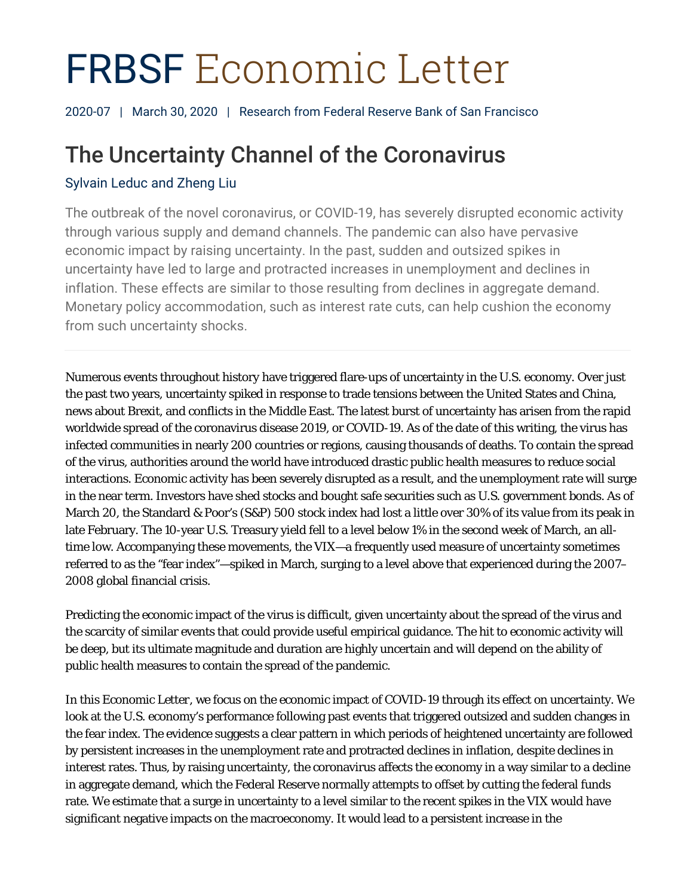# FRBSF Economic Letter

2020-07 | March 30, 2020 | Research from Federal Reserve Bank of San Francisco

## The Uncertainty Channel of the Coronavirus

Sylvain Leduc and Zheng Liu

The outbreak of the novel coronavirus, or COVID-19, has severely disrupted economic activity through various supply and demand channels. The pandemic can also have pervasive economic impact by raising uncertainty. In the past, sudden and outsized spikes in uncertainty have led to large and protracted increases in unemployment and declines in inflation. These effects are similar to those resulting from declines in aggregate demand. Monetary policy accommodation, such as interest rate cuts, can help cushion the economy from such uncertainty shocks.

---

Numerous events throughout history have triggered flare-ups of uncertainty in the U.S. economy. Over just the past two years, uncertainty spiked in response to trade tensions between the United States and China, news about Brexit, and conflicts in the Middle East. The latest burst of uncertainty has arisen from the rapid worldwide spread of the coronavirus disease 2019, or COVID-19. As of the date of this writing, the virus has infected communities in nearly 200 countries or regions, causing thousands of deaths. To contain the spread of the virus, authorities around the world have introduced drastic public health measures to reduce social interactions. Economic activity has been severely disrupted as a result, and the unemployment rate will surge in the near term. Investors have shed stocks and bought safe securities such as U.S. government bonds. As of March 20, the Standard & Poor's (S&P) 500 stock index had lost a little over 30% of its value from its peak in late February. The 10-year U.S. Treasury yield fell to a level below 1% in the second week of March, an all-time low. Accompanying these movements, the VIX—a frequently used measure of uncertainty sometimes referred to as the "fear index"—spiked in March, surging to a level above that experienced during the 2007–2008 global financial crisis.

Predicting the economic impact of the virus is difficult, given uncertainty about the spread of the virus and the scarcity of similar events that could provide useful empirical guidance. The hit to economic activity will be deep, but its ultimate magnitude and duration are highly uncertain and will depend on the ability of public health measures to contain the spread of the pandemic.

In this Economic Letter, we focus on the economic impact of COVID-19 through its effect on uncertainty. We look at the U.S. economy's performance following past events that triggered outsized and sudden changes in the fear index. The evidence suggests a clear pattern in which periods of heightened uncertainty are followed by persistent increases in the unemployment rate and protracted declines in inflation, despite declines in interest rates. Thus, by raising uncertainty, the coronavirus affects the economy in a way similar to a decline in aggregate demand, which the Federal Reserve normally attempts to offset by cutting the federal funds rate. We estimate that a surge in uncertainty to a level similar to the recent spikes in the VIX would have significant negative impacts on the macroeconomy. It would lead to a persistent increase in the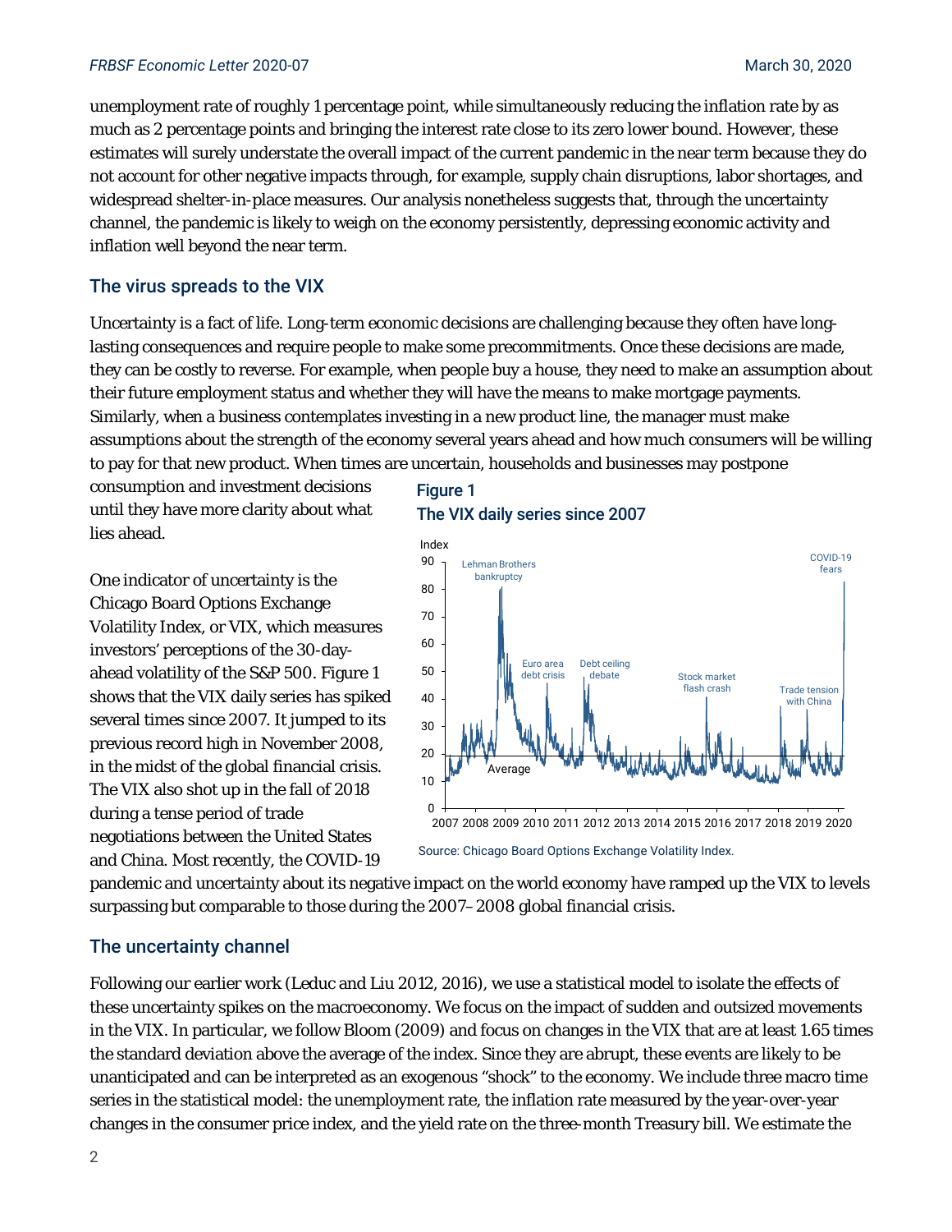unemployment rate of roughly 1 percentage point, while simultaneously reducing the inflation rate by as much as 2 percentage points and bringing the interest rate close to its zero lower bound. However, these estimates will surely understate the overall impact of the current pandemic in the near term because they do not account for other negative impacts through, for example, supply chain disruptions, labor shortages, and widespread shelter-in-place measures. Our analysis nonetheless suggests that, through the uncertainty channel, the pandemic is likely to weigh on the economy persistently, depressing economic activity and inflation well beyond the near term.

## The virus spreads to the VIX

Uncertainty is a fact of life. Long-term economic decisions are challenging because they often have long-lasting consequences and require people to make some precommitments. Once these decisions are made, they can be costly to reverse. For example, when people buy a house, they need to make an assumption about their future employment status and whether they will have the means to make mortgage payments. Similarly, when a business contemplates investing in a new product line, the manager must make assumptions about the strength of the economy several years ahead and how much consumers will be willing to pay for that new product. When times are uncertain, households and businesses may postpone consumption and investment decisions until they have more clarity about what lies ahead.

One indicator of uncertainty is the Chicago Board Options Exchange Volatility Index, or VIX, which measures investors' perceptions of the 30-day-ahead volatility of the S&P 500. Figure 1 shows that the VIX daily series has spiked several times since 2007. It jumped to its previous record high in November 2008, in the midst of the global financial crisis. The VIX also shot up in the fall of 2018 during a tense period of trade negotiations between the United States and China. Most recently, the COVID-19 pandemic and uncertainty about its negative impact on the world economy have ramped up the VIX to levels surpassing but comparable to those during the 2007–2008 global financial crisis.

**Figure 1**
**The VIX daily series since 2007**

Index
90
80
70
60
50
40
30
20
10
0

Lehman Brothers bankruptcy
Euro area debt crisis
Debt ceiling debate
Stock market flash crash
Trade tension with China
COVID-19 fears
Average

2007 2008 2009 2010 2011 2012 2013 2014 2015 2016 2017 2018 2019 2020

Source: Chicago Board Options Exchange Volatility Index.

## The uncertainty channel

Following our earlier work (Leduc and Liu 2012, 2016), we use a statistical model to isolate the effects of these uncertainty spikes on the macroeconomy. We focus on the impact of sudden and outsized movements in the VIX. In particular, we follow Bloom (2009) and focus on changes in the VIX that are at least 1.65 times the standard deviation above the average of the index. Since they are abrupt, these events are likely to be unanticipated and can be interpreted as an exogenous "shock" to the economy. We include three macro time series in the statistical model: the unemployment rate, the inflation rate measured by the year-over-year changes in the consumer price index, and the yield rate on the three-month Treasury bill. We estimate the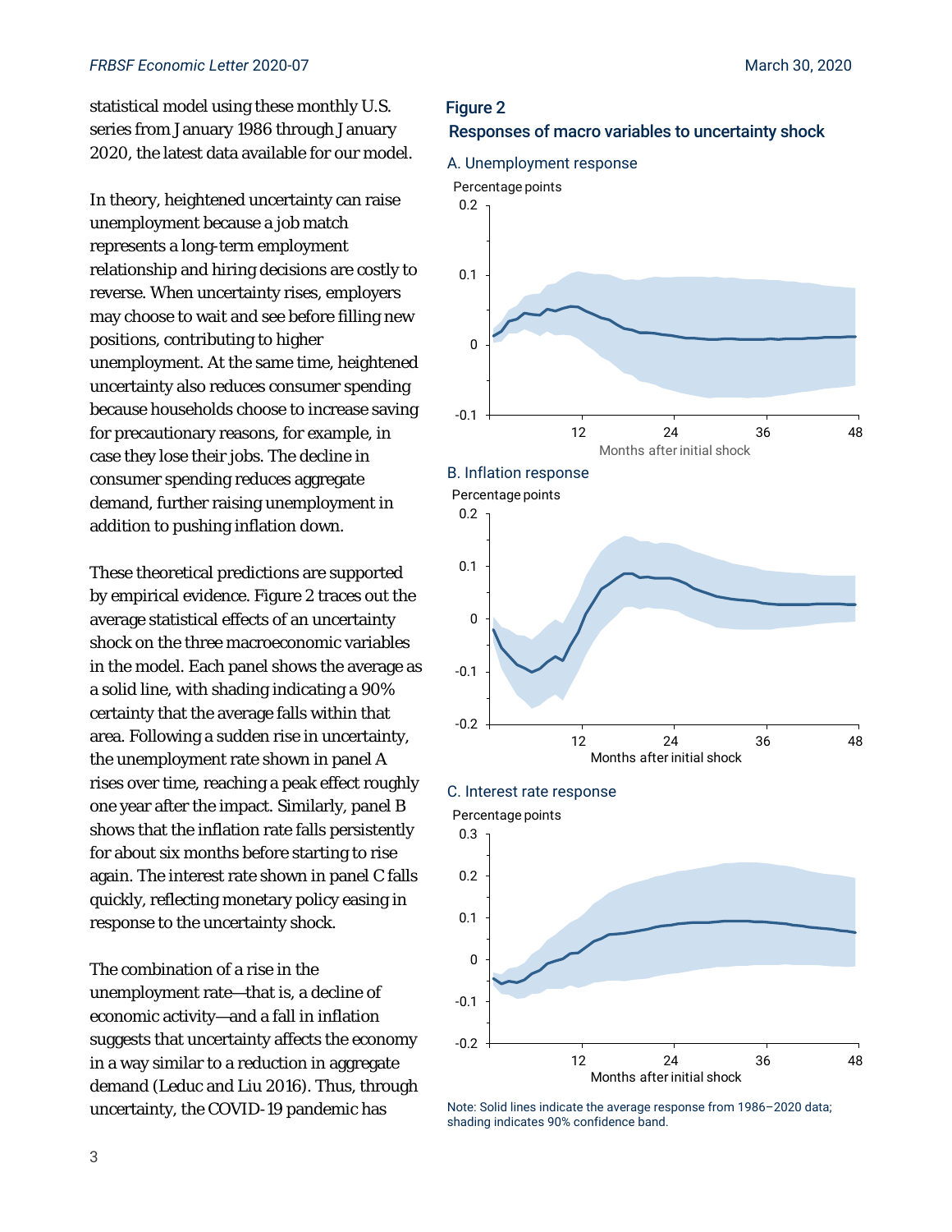statistical model using these monthly U.S. series from January 1986 through January 2020, the latest data available for our model.

In theory, heightened uncertainty can raise unemployment because a job match represents a long-term employment relationship and hiring decisions are costly to reverse. When uncertainty rises, employers may choose to wait and see before filling new positions, contributing to higher unemployment. At the same time, heightened uncertainty also reduces consumer spending because households choose to increase saving for precautionary reasons, for example, in case they lose their jobs. The decline in consumer spending reduces aggregate demand, further raising unemployment in addition to pushing inflation down.

These theoretical predictions are supported by empirical evidence. Figure 2 traces out the average statistical effects of an uncertainty shock on the three macroeconomic variables in the model. Each panel shows the average as a solid line, with shading indicating a 90% certainty that the average falls within that area. Following a sudden rise in uncertainty, the unemployment rate shown in panel A rises over time, reaching a peak effect roughly one year after the impact. Similarly, panel B shows that the inflation rate falls persistently for about six months before starting to rise again. The interest rate shown in panel C falls quickly, reflecting monetary policy easing in response to the uncertainty shock.

The combination of a rise in the unemployment rate—that is, a decline of economic activity—and a fall in inflation suggests that uncertainty affects the economy in a way similar to a reduction in aggregate demand (Leduc and Liu 2016). Thus, through uncertainty, the COVID-19 pandemic has

**Figure 2**
**Responses of macro variables to uncertainty shock**

A. Unemployment response

Percentage points

0.2
0.1
0
-0.1

12
24
36
48

Months after initial shock

B. Inflation response

Percentage points

0.2
0.1
0
-0.1
-0.2

12
24
36
48

Months after initial shock

C. Interest rate response

Percentage points

0.3
0.2
0.1
0
-0.1
-0.2

12
24
36
48

Months after initial shock

Note: Solid lines indicate the average response from 1986–2020 data; shading indicates 90% confidence band.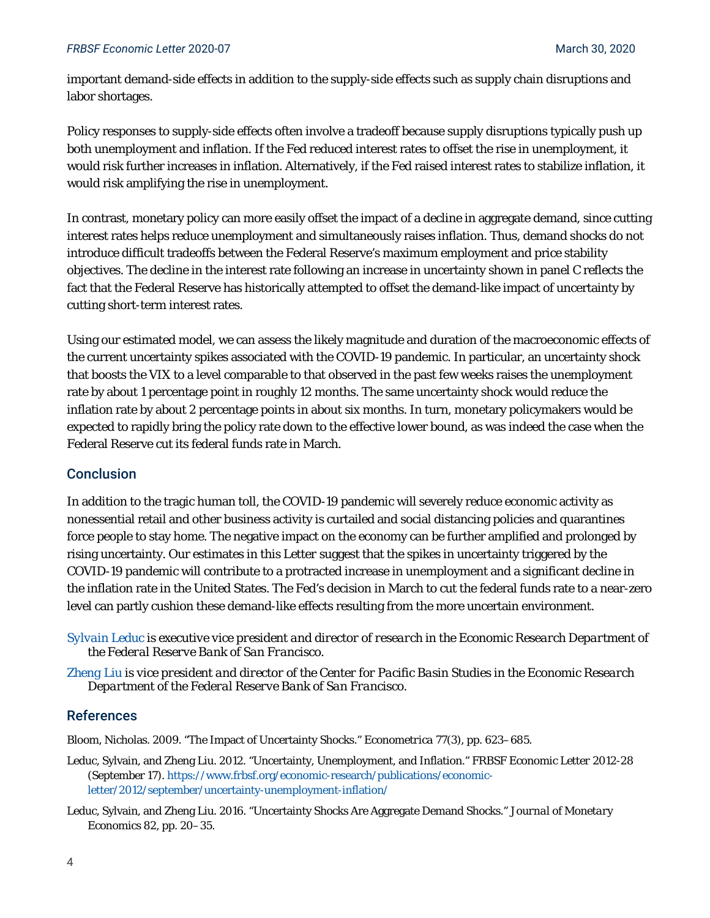important demand-side effects in addition to the supply-side effects such as supply chain disruptions and labor shortages.

Policy responses to supply-side effects often involve a tradeoff because supply disruptions typically push up both unemployment and inflation. If the Fed reduced interest rates to offset the rise in unemployment, it would risk further increases in inflation. Alternatively, if the Fed raised interest rates to stabilize inflation, it would risk amplifying the rise in unemployment.

In contrast, monetary policy can more easily offset the impact of a decline in aggregate demand, since cutting interest rates helps reduce unemployment and simultaneously raises inflation. Thus, demand shocks do not introduce difficult tradeoffs between the Federal Reserve's maximum employment and price stability objectives. The decline in the interest rate following an increase in uncertainty shown in panel C reflects the fact that the Federal Reserve has historically attempted to offset the demand-like impact of uncertainty by cutting short-term interest rates.

Using our estimated model, we can assess the likely magnitude and duration of the macroeconomic effects of the current uncertainty spikes associated with the COVID-19 pandemic. In particular, an uncertainty shock that boosts the VIX to a level comparable to that observed in the past few weeks raises the unemployment rate by about 1 percentage point in roughly 12 months. The same uncertainty shock would reduce the inflation rate by about 2 percentage points in about six months. In turn, monetary policymakers would be expected to rapidly bring the policy rate down to the effective lower bound, as was indeed the case when the Federal Reserve cut its federal funds rate in March.

## Conclusion

In addition to the tragic human toll, the COVID-19 pandemic will severely reduce economic activity as nonessential retail and other business activity is curtailed and social distancing policies and quarantines force people to stay home. The negative impact on the economy can be further amplified and prolonged by rising uncertainty. Our estimates in this Letter suggest that the spikes in uncertainty triggered by the COVID-19 pandemic will contribute to a protracted increase in unemployment and a significant decline in the inflation rate in the United States. The Fed's decision in March to cut the federal funds rate to a near-zero level can partly cushion these demand-like effects resulting from the more uncertain environment.

Sylvain Leduc *is executive vice president and director of research in the Economic Research Department of the Federal Reserve Bank of San Francisco.*

Zheng Liu *is vice president and director of the Center for Pacific Basin Studies in the Economic Research Department of the Federal Reserve Bank of San Francisco.*

## References

Bloom, Nicholas. 2009. "The Impact of Uncertainty Shocks." Econometrica 77(3), pp. 623–685.

Leduc, Sylvain, and Zheng Liu. 2012. "Uncertainty, Unemployment, and Inflation." FRBSF Economic Letter 2012-28 (September 17). https://www.frbsf.org/economic-research/publications/economic-letter/2012/september/uncertainty-unemployment-inflation/

Leduc, Sylvain, and Zheng Liu. 2016. "Uncertainty Shocks Are Aggregate Demand Shocks." *Journal of Monetary* Economics 82, pp. 20–35.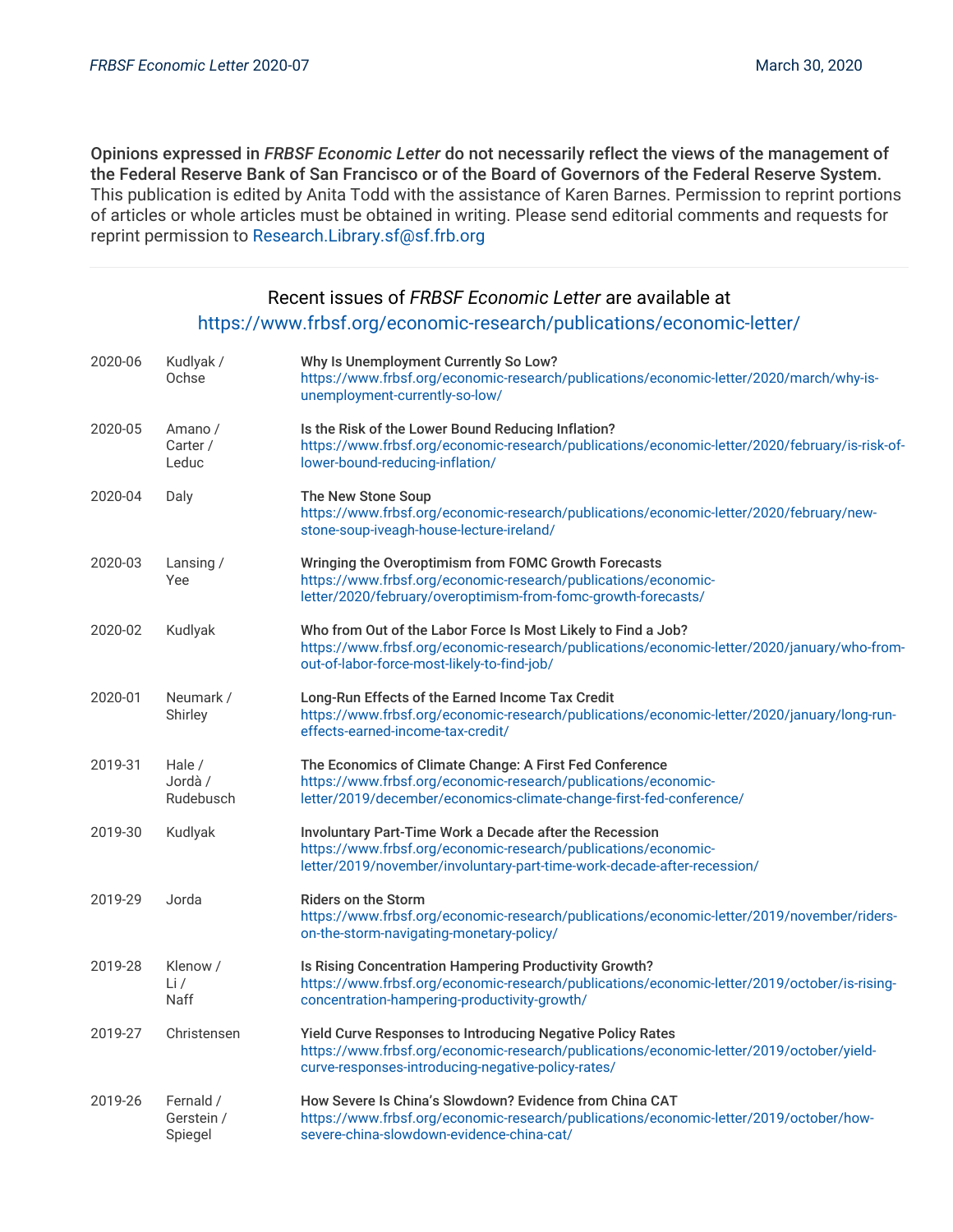**Opinions expressed in *FRBSF Economic Letter* do not necessarily reflect the views of the management of the Federal Reserve Bank of San Francisco or of the Board of Governors of the Federal Reserve System.** This publication is edited by Anita Todd with the assistance of Karen Barnes. Permission to reprint portions of articles or whole articles must be obtained in writing. Please send editorial comments and requests for reprint permission to Research.Library.sf@sf.frb.org

---

Recent issues of *FRBSF Economic Letter* are available at
https://www.frbsf.org/economic-research/publications/economic-letter/

| | | |
|---|---|---|
| 2020-06 | Kudlyak / Ochse | **Why Is Unemployment Currently So Low?** https://www.frbsf.org/economic-research/publications/economic-letter/2020/march/why-is-unemployment-currently-so-low/ |
| 2020-05 | Amano / Carter / Leduc | **Is the Risk of the Lower Bound Reducing Inflation?** https://www.frbsf.org/economic-research/publications/economic-letter/2020/february/is-risk-of-lower-bound-reducing-inflation/ |
| 2020-04 | Daly | **The New Stone Soup** https://www.frbsf.org/economic-research/publications/economic-letter/2020/february/new-stone-soup-iveagh-house-lecture-ireland/ |
| 2020-03 | Lansing / Yee | **Wringing the Overoptimism from FOMC Growth Forecasts** https://www.frbsf.org/economic-research/publications/economic-letter/2020/february/overoptimism-from-fomc-growth-forecasts/ |
| 2020-02 | Kudlyak | **Who from Out of the Labor Force Is Most Likely to Find a Job?** https://www.frbsf.org/economic-research/publications/economic-letter/2020/january/who-from-out-of-labor-force-most-likely-to-find-job/ |
| 2020-01 | Neumark / Shirley | **Long-Run Effects of the Earned Income Tax Credit** https://www.frbsf.org/economic-research/publications/economic-letter/2020/january/long-run-effects-earned-income-tax-credit/ |
| 2019-31 | Hale / Jordà / Rudebusch | **The Economics of Climate Change: A First Fed Conference** https://www.frbsf.org/economic-research/publications/economic-letter/2019/december/economics-climate-change-first-fed-conference/ |
| 2019-30 | Kudlyak | **Involuntary Part-Time Work a Decade after the Recession** https://www.frbsf.org/economic-research/publications/economic-letter/2019/november/involuntary-part-time-work-decade-after-recession/ |
| 2019-29 | Jorda | **Riders on the Storm** https://www.frbsf.org/economic-research/publications/economic-letter/2019/november/riders-on-the-storm-navigating-monetary-policy/ |
| 2019-28 | Klenow / Li / Naff | **Is Rising Concentration Hampering Productivity Growth?** https://www.frbsf.org/economic-research/publications/economic-letter/2019/october/is-rising-concentration-hampering-productivity-growth/ |
| 2019-27 | Christensen | **Yield Curve Responses to Introducing Negative Policy Rates** https://www.frbsf.org/economic-research/publications/economic-letter/2019/october/yield-curve-responses-introducing-negative-policy-rates/ |
| 2019-26 | Fernald / Gerstein / Spiegel | **How Severe Is China's Slowdown? Evidence from China CAT** https://www.frbsf.org/economic-research/publications/economic-letter/2019/october/how-severe-china-slowdown-evidence-china-cat/ |